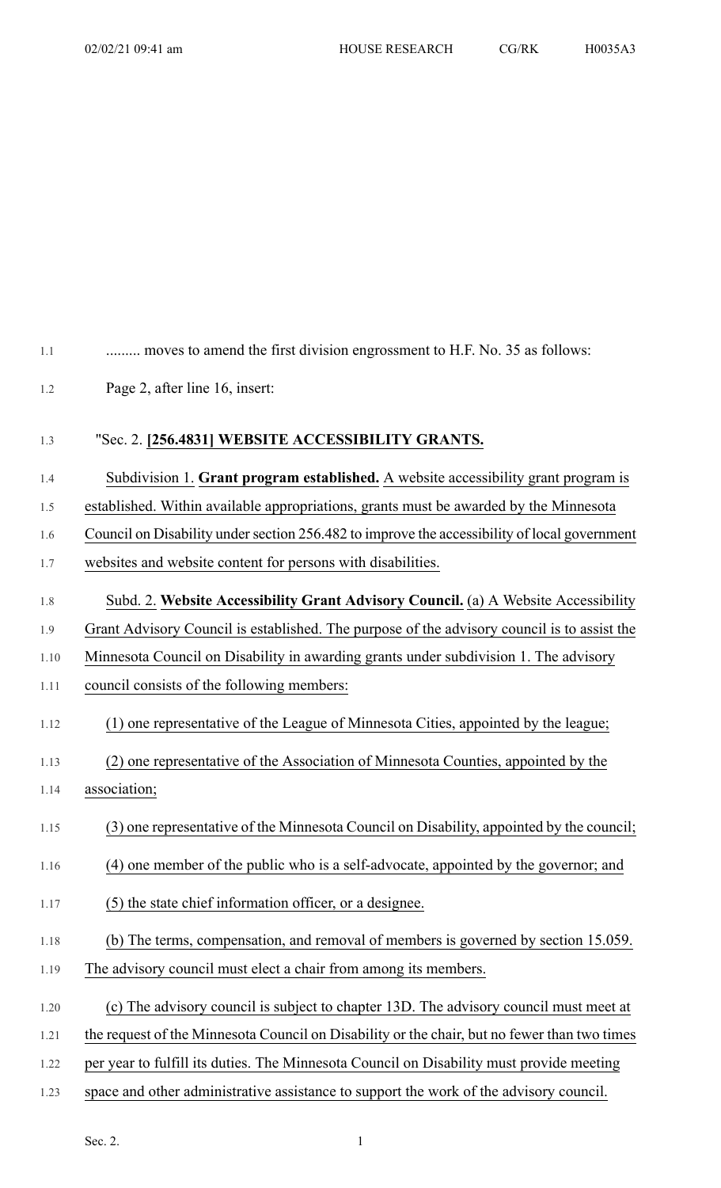......... moves to amend the first division engrossment to H.F. No. 35 as follows:

Page 2, after line 16, insert:

"Sec. 2. **[256.4831] WEBSITE ACCESSIBILITY GRANTS.**

Subdivision 1. **Grant program established.** A website accessibility grant program is established. Within available appropriations, grants must be awarded by the Minnesota Council on Disability under section 256.482 to improve the accessibility of local government websites and website content for persons with disabilities.

Subd. 2. **Website Accessibility Grant Advisory Council.** (a) A Website Accessibility Grant Advisory Council is established. The purpose of the advisory council is to assist the Minnesota Council on Disability in awarding grants under subdivision 1. The advisory council consists of the following members:

(1) one representative of the League of Minnesota Cities, appointed by the league;

(2) one representative of the Association of Minnesota Counties, appointed by the association;

(3) one representative of the Minnesota Council on Disability, appointed by the council;

(4) one member of the public who is a self-advocate, appointed by the governor; and

(5) the state chief information officer, or a designee.

(b) The terms, compensation, and removal of members is governed by section 15.059. The advisory council must elect a chair from among its members.

(c) The advisory council is subject to chapter 13D. The advisory council must meet at the request of the Minnesota Council on Disability or the chair, but no fewer than two times per year to fulfill its duties. The Minnesota Council on Disability must provide meeting space and other administrative assistance to support the work of the advisory council.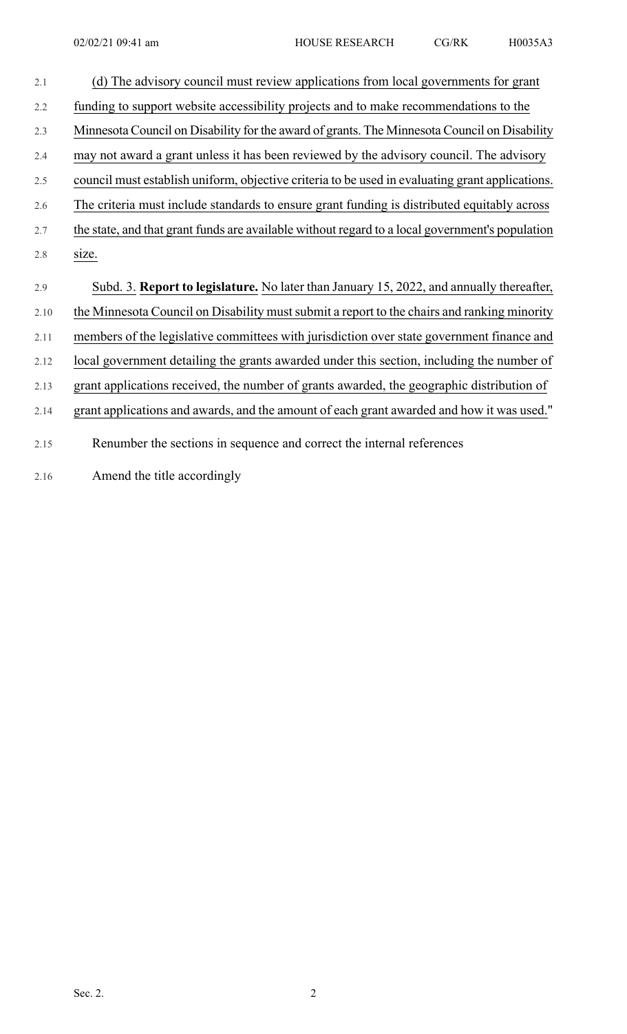(d) The advisory council must review applications from local governments for grant funding to support website accessibility projects and to make recommendations to the Minnesota Council on Disability for the award of grants. The Minnesota Council on Disability may not award a grant unless it has been reviewed by the advisory council. The advisory council must establish uniform, objective criteria to be used in evaluating grant applications. The criteria must include standards to ensure grant funding is distributed equitably across the state, and that grant funds are available without regard to a local government's population size.

Subd. 3. **Report to legislature.** No later than January 15, 2022, and annually thereafter, the Minnesota Council on Disability must submit a report to the chairs and ranking minority members of the legislative committees with jurisdiction over state government finance and local government detailing the grants awarded under this section, including the number of grant applications received, the number of grants awarded, the geographic distribution of grant applications and awards, and the amount of each grant awarded and how it was used."

Renumber the sections in sequence and correct the internal references

Amend the title accordingly